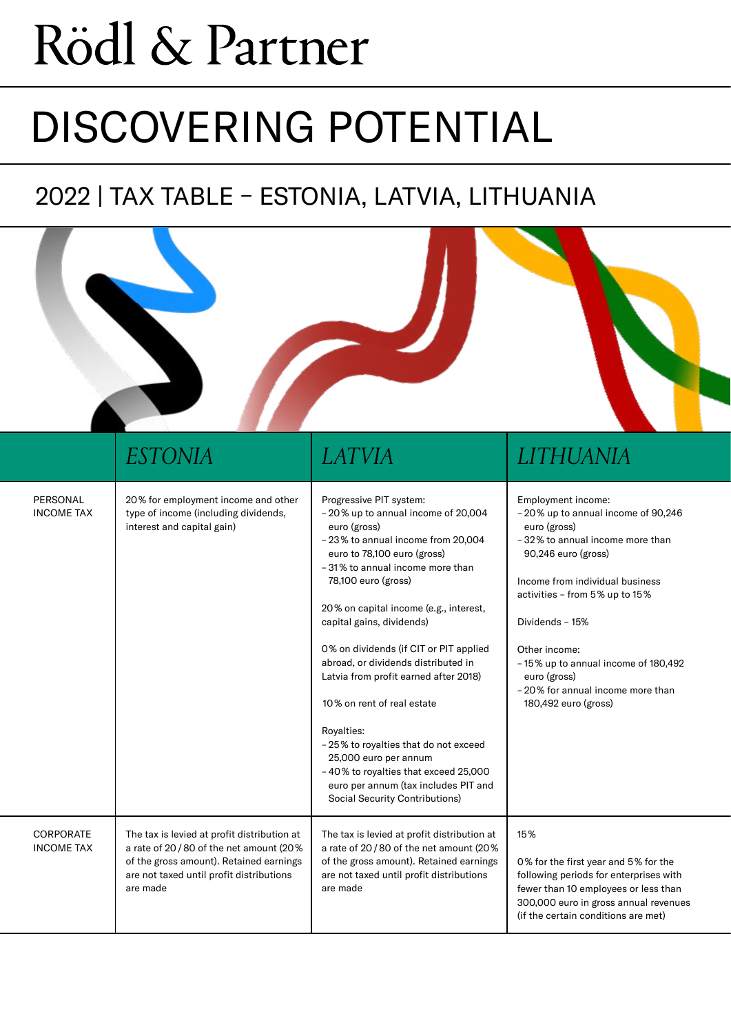# Rödl & Partner

# DISCOVERING POTENTIAL

## 2022 | TAX TABLE – ESTONIA, LATVIA, LITHUANIA

| | *ESTONIA* | *LATVIA* | *LITHUANIA* |
|---|---|---|---|
| PERSONAL INCOME TAX | 20% for employment income and other type of income (including dividends, interest and capital gain) | Progressive PIT system:<br>– 20% up to annual income of 20,004 euro (gross)<br>– 23% to annual income from 20,004 euro to 78,100 euro (gross)<br>– 31% to annual income more than 78,100 euro (gross)<br><br>20% on capital income (e.g., interest, capital gains, dividends)<br><br>0% on dividends (if CIT or PIT applied abroad, or dividends distributed in Latvia from profit earned after 2018)<br><br>10% on rent of real estate<br><br>Royalties:<br>– 25% to royalties that do not exceed 25,000 euro per annum<br>– 40% to royalties that exceed 25,000 euro per annum (tax includes PIT and Social Security Contributions) | Employment income:<br>– 20% up to annual income of 90,246 euro (gross)<br>– 32% to annual income more than 90,246 euro (gross)<br><br>Income from individual business activities – from 5% up to 15%<br><br>Dividends – 15%<br><br>Other income:<br>– 15% up to annual income of 180,492 euro (gross)<br>– 20% for annual income more than 180,492 euro (gross) |
| CORPORATE INCOME TAX | The tax is levied at profit distribution at a rate of 20/80 of the net amount (20% of the gross amount). Retained earnings are not taxed until profit distributions are made | The tax is levied at profit distribution at a rate of 20/80 of the net amount (20% of the gross amount). Retained earnings are not taxed until profit distributions are made | 15%<br><br>0% for the first year and 5% for the following periods for enterprises with fewer than 10 employees or less than 300,000 euro in gross annual revenues (if the certain conditions are met) |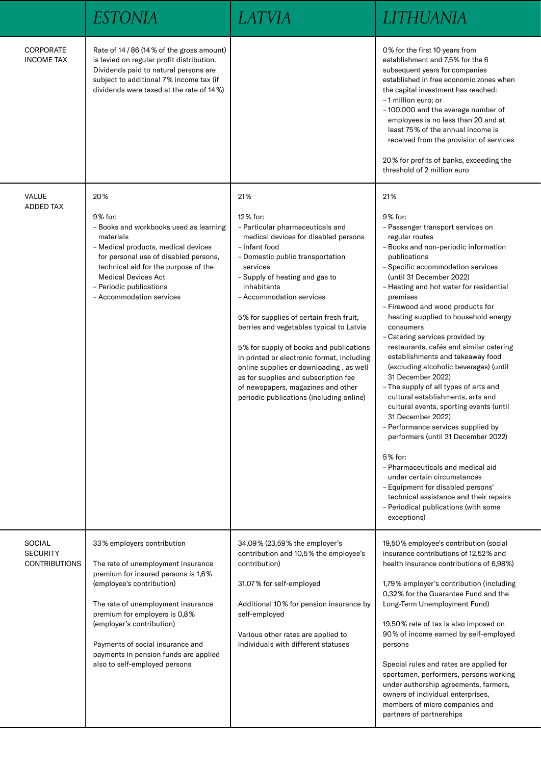| | ESTONIA | LATVIA | LITHUANIA |
|---|---|---|---|
| CORPORATE INCOME TAX | Rate of 14 / 86 (14 % of the gross amount) is levied on regular profit distribution. Dividends paid to natural persons are subject to additional 7 % income tax (if dividends were taxed at the rate of 14 %) | | 0 % for the first 10 years from establishment and 7,5 % for the 6 subsequent years for companies established in free economic zones when the capital investment has reached:<br>– 1 million euro; or<br>– 100.000 and the average number of employees is no less than 20 and at least 75 % of the annual income is received from the provision of services<br><br>20 % for profits of banks, exceeding the threshold of 2 million euro |
| VALUE ADDED TAX | 20 %<br><br>9 % for:<br>– Books and workbooks used as learning materials<br>– Medical products, medical devices for personal use of disabled persons, technical aid for the purpose of the Medical Devices Act<br>– Periodic publications<br>– Accommodation services | 21 %<br><br>12 % for:<br>– Particular pharmaceuticals and medical devices for disabled persons<br>– Infant food<br>– Domestic public transportation services<br>– Supply of heating and gas to inhabitants<br>– Accommodation services<br><br>5 % for supplies of certain fresh fruit, berries and vegetables typical to Latvia<br><br>5 % for supply of books and publications in printed or electronic format, including online supplies or downloading , as well as for supplies and subscription fee of newspapers, magazines and other periodic publications (including online) | 21 %<br><br>9 % for:<br>– Passenger transport services on regular routes<br>– Books and non-periodic information publications<br>– Specific accommodation services (until 31 December 2022)<br>– Heating and hot water for residential premises<br>– Firewood and wood products for heating supplied to household energy consumers<br>– Catering services provided by restaurants, cafés and similar catering establishments and takeaway food (excluding alcoholic beverages) (until 31 December 2022)<br>– The supply of all types of arts and cultural establishments, arts and cultural events, sporting events (until 31 December 2022)<br>– Performance services supplied by performers (until 31 December 2022)<br><br>5 % for:<br>– Pharmaceuticals and medical aid under certain circumstances<br>– Equipment for disabled persons' technical assistance and their repairs<br>– Periodical publications (with some exceptions) |
| SOCIAL SECURITY CONTRIBUTIONS | 33 % employers contribution<br><br>The rate of unemployment insurance premium for insured persons is 1,6 % (employee's contribution)<br><br>The rate of unemployment insurance premium for employers is 0,8 % (employer's contribution)<br><br>Payments of social insurance and payments in pension funds are applied also to self-employed persons | 34,09 % (23,59 % the employer's contribution and 10,5 % the employee's contribution)<br><br>31,07 % for self-employed<br><br>Additional 10 % for pension insurance by self-employed<br><br>Various other rates are applied to individuals with different statuses | 19,50 % employee's contribution (social insurance contributions of 12,52 % and health insurance contributions of 6,98 %)<br><br>1,79 % employer's contribution (including 0,32 % for the Guarantee Fund and the Long-Term Unemployment Fund)<br><br>19,50 % rate of tax is also imposed on 90 % of income earned by self-employed persons<br><br>Special rules and rates are applied for sportsmen, performers, persons working under authorship agreements, farmers, owners of individual enterprises, members of micro companies and partners of partnerships |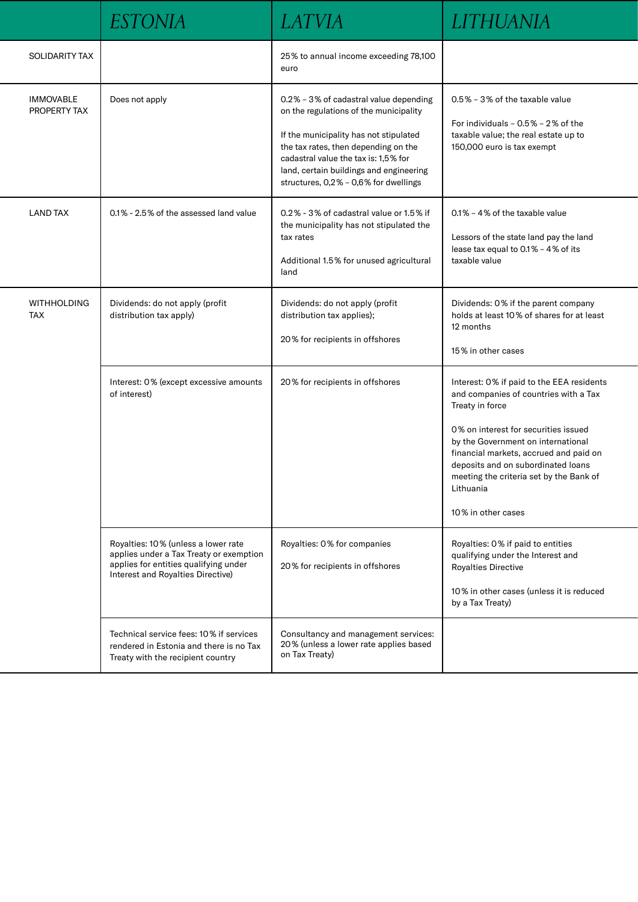| | ESTONIA | LATVIA | LITHUANIA |
|---|---|---|---|
| SOLIDARITY TAX | | 25% to annual income exceeding 78,100 euro | |
| IMMOVABLE PROPERTY TAX | Does not apply | 0.2% – 3% of cadastral value depending on the regulations of the municipality<br><br>If the municipality has not stipulated the tax rates, then depending on the cadastral value the tax is: 1,5% for land, certain buildings and engineering structures, 0,2% – 0,6% for dwellings | 0.5% – 3% of the taxable value<br><br>For individuals – 0.5% – 2% of the taxable value; the real estate up to 150,000 euro is tax exempt |
| LAND TAX | 0.1% - 2.5% of the assessed land value | 0.2% - 3% of cadastral value or 1.5% if the municipality has not stipulated the tax rates<br><br>Additional 1.5% for unused agricultural land | 0.1% – 4% of the taxable value<br><br>Lessors of the state land pay the land lease tax equal to 0.1% – 4% of its taxable value |
| WITHHOLDING TAX | Dividends: do not apply (profit distribution tax apply) | Dividends: do not apply (profit distribution tax applies);<br><br>20% for recipients in offshores | Dividends: 0% if the parent company holds at least 10% of shares for at least 12 months<br><br>15% in other cases |
| | Interest: 0% (except excessive amounts of interest) | 20% for recipients in offshores | Interest: 0% if paid to the EEA residents and companies of countries with a Tax Treaty in force<br><br>0% on interest for securities issued by the Government on international financial markets, accrued and paid on deposits and on subordinated loans meeting the criteria set by the Bank of Lithuania<br><br>10% in other cases |
| | Royalties: 10% (unless a lower rate applies under a Tax Treaty or exemption applies for entities qualifying under Interest and Royalties Directive) | Royalties: 0% for companies<br><br>20% for recipients in offshores | Royalties: 0% if paid to entities qualifying under the Interest and Royalties Directive<br><br>10% in other cases (unless it is reduced by a Tax Treaty) |
| | Technical service fees: 10% if services rendered in Estonia and there is no Tax Treaty with the recipient country | Consultancy and management services: 20% (unless a lower rate applies based on Tax Treaty) | |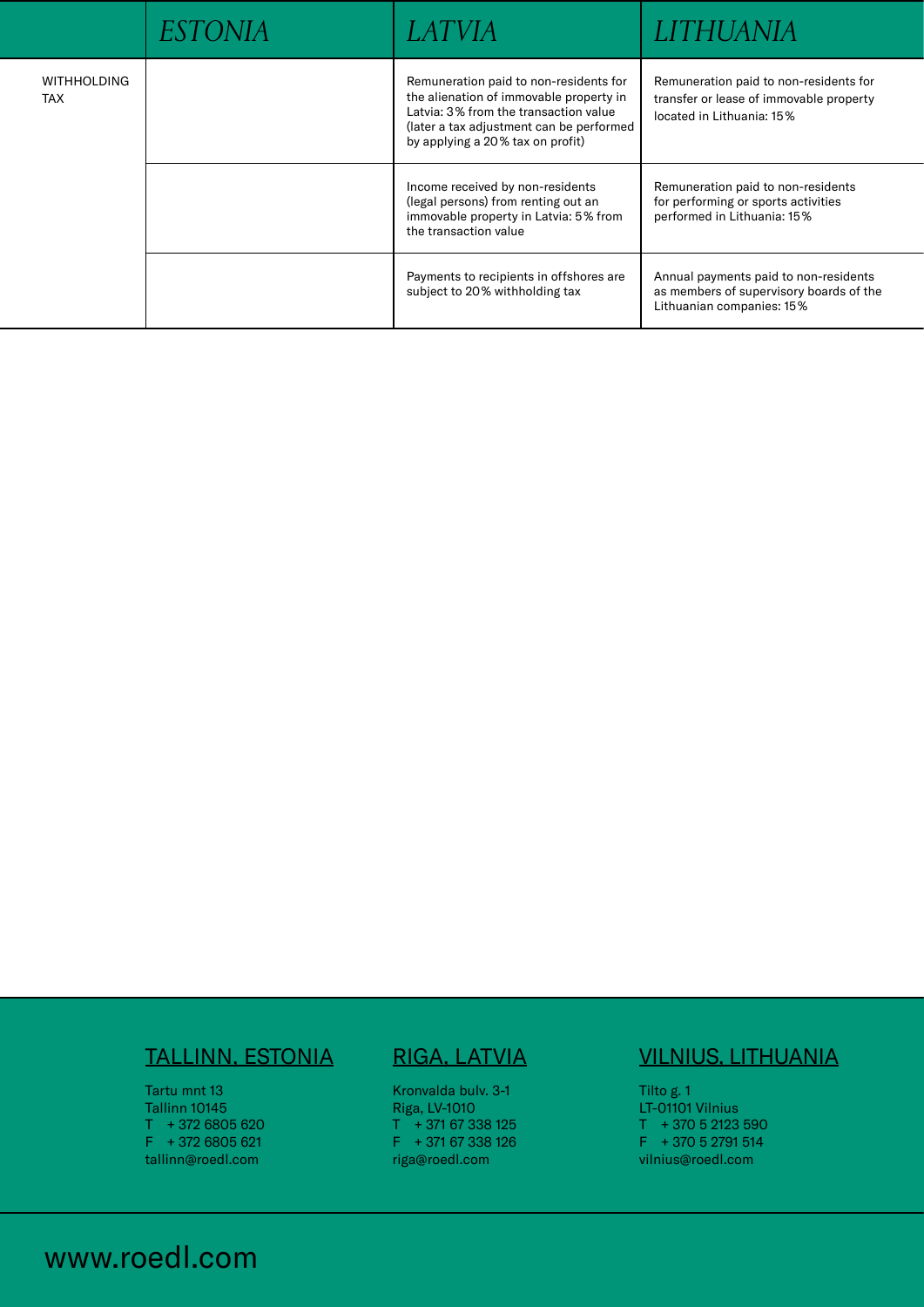| | ESTONIA | LATVIA | LITHUANIA |
|---|---|---|---|
| WITHHOLDING TAX | | Remuneration paid to non-residents for the alienation of immovable property in Latvia: 3% from the transaction value (later a tax adjustment can be performed by applying a 20% tax on profit) | Remuneration paid to non-residents for transfer or lease of immovable property located in Lithuania: 15% |
| | | Income received by non-residents (legal persons) from renting out an immovable property in Latvia: 5% from the transaction value | Remuneration paid to non-residents for performing or sports activities performed in Lithuania: 15% |
| | | Payments to recipients in offshores are subject to 20% withholding tax | Annual payments paid to non-residents as members of supervisory boards of the Lithuanian companies: 15% |

## TALLINN, ESTONIA

Tartu mnt 13
Tallinn 10145
T + 372 6805 620
F + 372 6805 621
tallinn@roedl.com

## RIGA, LATVIA

Kronvalda bulv. 3-1
Riga, LV-1010
T + 371 67 338 125
F + 371 67 338 126
riga@roedl.com

## VILNIUS, LITHUANIA

Tilto g. 1
LT-01101 Vilnius
T + 370 5 2123 590
F + 370 5 2791 514
vilnius@roedl.com

www.roedl.com